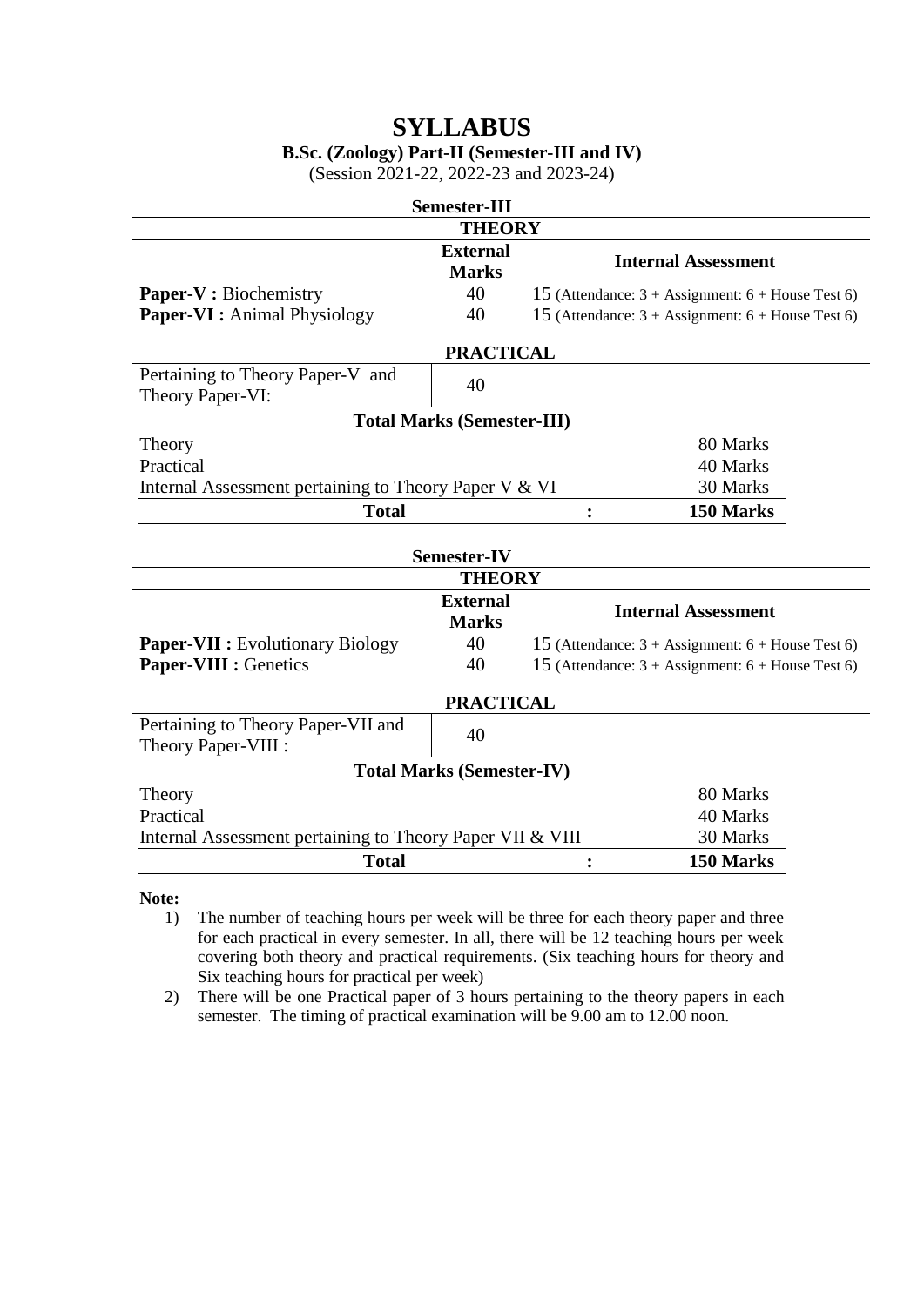# SYLLABUS

**B.Sc. (Zoology) Part-II (Semester-III and IV)**

(Session 2021-22, 2022-23 and 2023-24)

## Semester-III

### THEORY

| | External Marks | Internal Assessment |
|---|---|---|
| **Paper-V :** Biochemistry | 40 | 15 (Attendance: 3 + Assignment: 6 + House Test 6) |
| **Paper-VI :** Animal Physiology | 40 | 15 (Attendance: 3 + Assignment: 6 + House Test 6) |

### PRACTICAL

| | |
|---|---|
| Pertaining to Theory Paper-V and Theory Paper-VI: | 40 |

### Total Marks (Semester-III)

| | | |
|---|---|---|
| Theory | | 80 Marks |
| Practical | | 40 Marks |
| Internal Assessment pertaining to Theory Paper V & VI | | 30 Marks |
| **Total** | **:** | **150 Marks** |

## Semester-IV

### THEORY

| | External Marks | Internal Assessment |
|---|---|---|
| **Paper-VII :** Evolutionary Biology | 40 | 15 (Attendance: 3 + Assignment: 6 + House Test 6) |
| **Paper-VIII :** Genetics | 40 | 15 (Attendance: 3 + Assignment: 6 + House Test 6) |

### PRACTICAL

| | |
|---|---|
| Pertaining to Theory Paper-VII and Theory Paper-VIII : | 40 |

### Total Marks (Semester-IV)

| | | |
|---|---|---|
| Theory | | 80 Marks |
| Practical | | 40 Marks |
| Internal Assessment pertaining to Theory Paper VII & VIII | | 30 Marks |
| **Total** | **:** | **150 Marks** |

**Note:**

1) The number of teaching hours per week will be three for each theory paper and three for each practical in every semester. In all, there will be 12 teaching hours per week covering both theory and practical requirements. (Six teaching hours for theory and Six teaching hours for practical per week)
2) There will be one Practical paper of 3 hours pertaining to the theory papers in each semester. The timing of practical examination will be 9.00 am to 12.00 noon.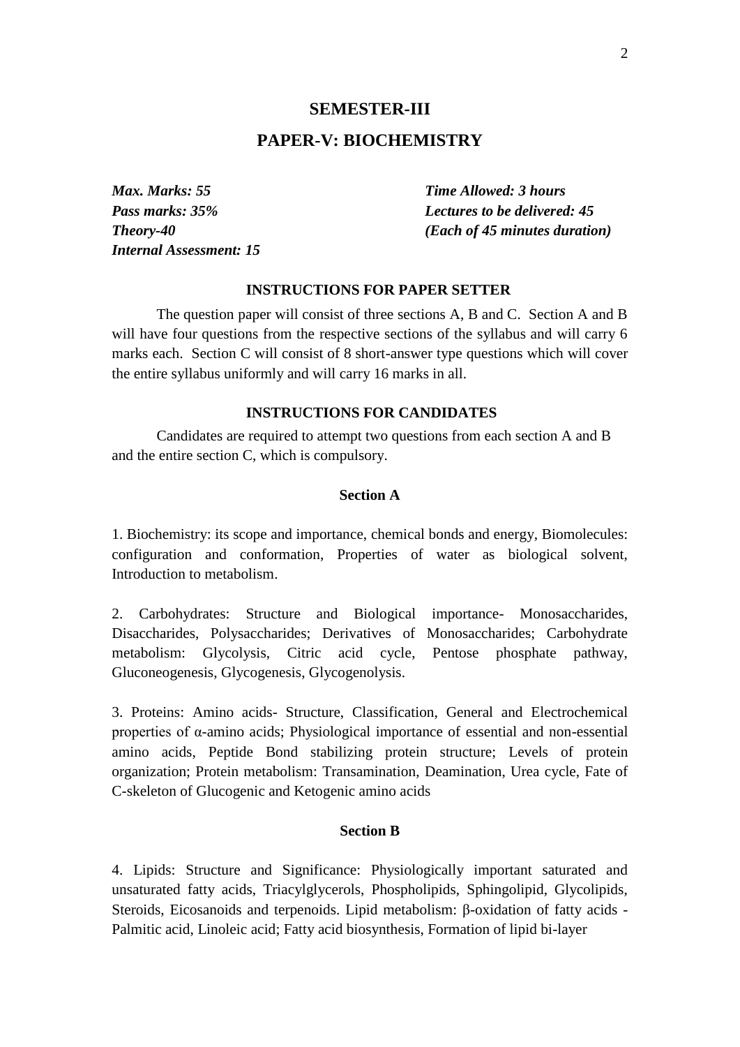## SEMESTER-III

## PAPER-V: BIOCHEMISTRY

***Max. Marks: 55***
***Pass marks: 35%***
***Theory-40***
***Internal Assessment: 15***

***Time Allowed: 3 hours***
***Lectures to be delivered: 45***
***(Each of 45 minutes duration)***

### INSTRUCTIONS FOR PAPER SETTER

The question paper will consist of three sections A, B and C. Section A and B will have four questions from the respective sections of the syllabus and will carry 6 marks each. Section C will consist of 8 short-answer type questions which will cover the entire syllabus uniformly and will carry 16 marks in all.

### INSTRUCTIONS FOR CANDIDATES

Candidates are required to attempt two questions from each section A and B and the entire section C, which is compulsory.

### Section A

1. Biochemistry: its scope and importance, chemical bonds and energy, Biomolecules: configuration and conformation, Properties of water as biological solvent, Introduction to metabolism.

2. Carbohydrates: Structure and Biological importance- Monosaccharides, Disaccharides, Polysaccharides; Derivatives of Monosaccharides; Carbohydrate metabolism: Glycolysis, Citric acid cycle, Pentose phosphate pathway, Gluconeogenesis, Glycogenesis, Glycogenolysis.

3. Proteins: Amino acids- Structure, Classification, General and Electrochemical properties of α-amino acids; Physiological importance of essential and non-essential amino acids, Peptide Bond stabilizing protein structure; Levels of protein organization; Protein metabolism: Transamination, Deamination, Urea cycle, Fate of C-skeleton of Glucogenic and Ketogenic amino acids

### Section B

4. Lipids: Structure and Significance: Physiologically important saturated and unsaturated fatty acids, Triacylglycerols, Phospholipids, Sphingolipid, Glycolipids, Steroids, Eicosanoids and terpenoids. Lipid metabolism: β-oxidation of fatty acids - Palmitic acid, Linoleic acid; Fatty acid biosynthesis, Formation of lipid bi-layer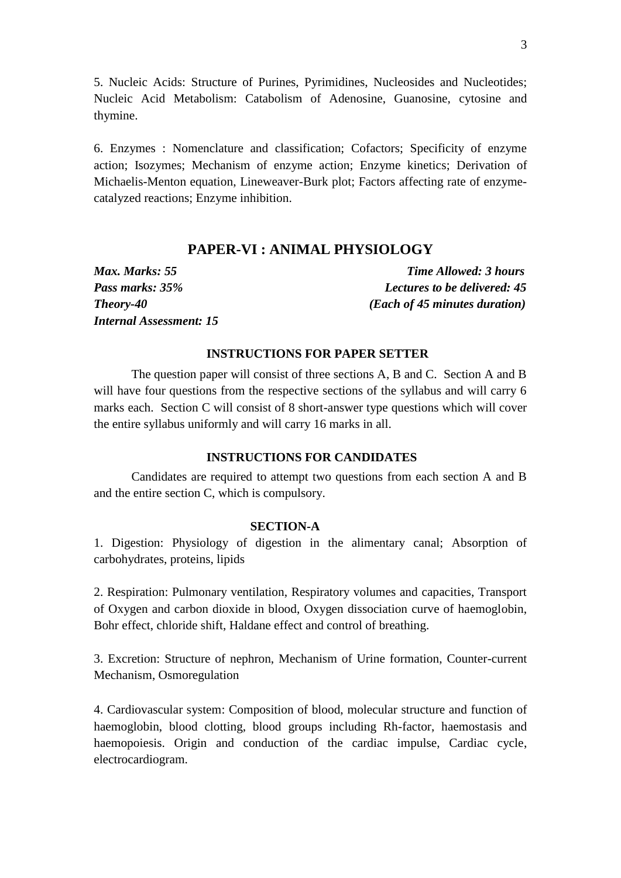5. Nucleic Acids: Structure of Purines, Pyrimidines, Nucleosides and Nucleotides; Nucleic Acid Metabolism: Catabolism of Adenosine, Guanosine, cytosine and thymine.

6. Enzymes : Nomenclature and classification; Cofactors; Specificity of enzyme action; Isozymes; Mechanism of enzyme action; Enzyme kinetics; Derivation of Michaelis-Menton equation, Lineweaver-Burk plot; Factors affecting rate of enzyme-catalyzed reactions; Enzyme inhibition.

## PAPER-VI : ANIMAL PHYSIOLOGY

***Max. Marks: 55*** | ***Time Allowed: 3 hours***
***Pass marks: 35%*** | ***Lectures to be delivered: 45***
***Theory-40*** | ***(Each of 45 minutes duration)***
***Internal Assessment: 15***

**INSTRUCTIONS FOR PAPER SETTER**

The question paper will consist of three sections A, B and C. Section A and B will have four questions from the respective sections of the syllabus and will carry 6 marks each. Section C will consist of 8 short-answer type questions which will cover the entire syllabus uniformly and will carry 16 marks in all.

**INSTRUCTIONS FOR CANDIDATES**

Candidates are required to attempt two questions from each section A and B and the entire section C, which is compulsory.

**SECTION-A**

1. Digestion: Physiology of digestion in the alimentary canal; Absorption of carbohydrates, proteins, lipids

2. Respiration: Pulmonary ventilation, Respiratory volumes and capacities, Transport of Oxygen and carbon dioxide in blood, Oxygen dissociation curve of haemoglobin, Bohr effect, chloride shift, Haldane effect and control of breathing.

3. Excretion: Structure of nephron, Mechanism of Urine formation, Counter-current Mechanism, Osmoregulation

4. Cardiovascular system: Composition of blood, molecular structure and function of haemoglobin, blood clotting, blood groups including Rh-factor, haemostasis and haemopoiesis. Origin and conduction of the cardiac impulse, Cardiac cycle, electrocardiogram.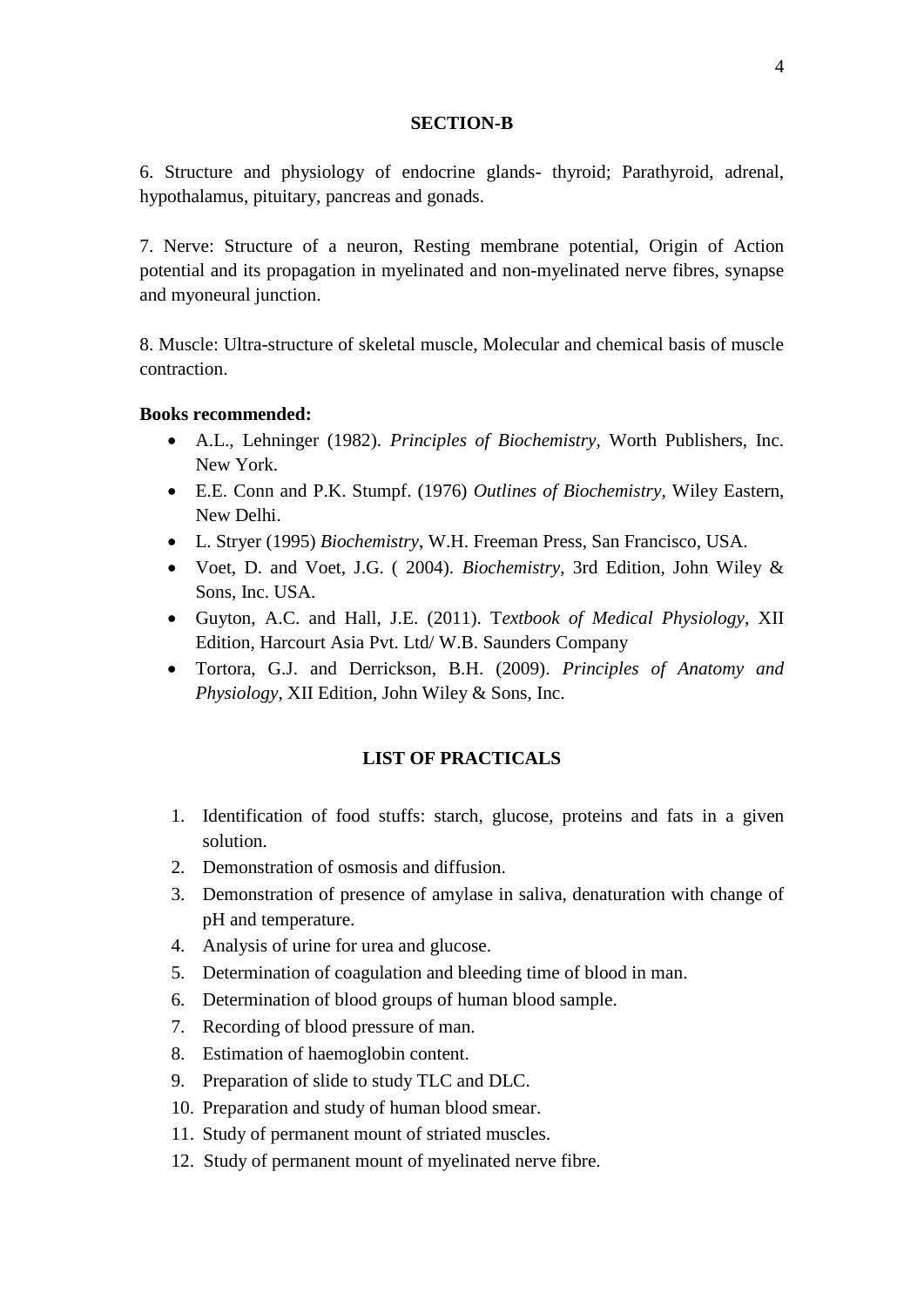## SECTION-B

6. Structure and physiology of endocrine glands- thyroid; Parathyroid, adrenal, hypothalamus, pituitary, pancreas and gonads.

7. Nerve: Structure of a neuron, Resting membrane potential, Origin of Action potential and its propagation in myelinated and non-myelinated nerve fibres, synapse and myoneural junction.

8. Muscle: Ultra-structure of skeletal muscle, Molecular and chemical basis of muscle contraction.

**Books recommended:**

- A.L., Lehninger (1982). *Principles of Biochemistry*, Worth Publishers, Inc. New York.
- E.E. Conn and P.K. Stumpf. (1976) *Outlines of Biochemistry*, Wiley Eastern, New Delhi.
- L. Stryer (1995) *Biochemistry*, W.H. Freeman Press, San Francisco, USA.
- Voet, D. and Voet, J.G. ( 2004). *Biochemistry*, 3rd Edition, John Wiley & Sons, Inc. USA.
- Guyton, A.C. and Hall, J.E. (2011). T*extbook of Medical Physiology*, XII Edition, Harcourt Asia Pvt. Ltd/ W.B. Saunders Company
- Tortora, G.J. and Derrickson, B.H. (2009). *Principles of Anatomy and Physiology*, XII Edition, John Wiley & Sons, Inc.

## LIST OF PRACTICALS

1. Identification of food stuffs: starch, glucose, proteins and fats in a given solution.
2. Demonstration of osmosis and diffusion.
3. Demonstration of presence of amylase in saliva, denaturation with change of pH and temperature.
4. Analysis of urine for urea and glucose.
5. Determination of coagulation and bleeding time of blood in man.
6. Determination of blood groups of human blood sample.
7. Recording of blood pressure of man.
8. Estimation of haemoglobin content.
9. Preparation of slide to study TLC and DLC.
10. Preparation and study of human blood smear.
11. Study of permanent mount of striated muscles.
12. Study of permanent mount of myelinated nerve fibre.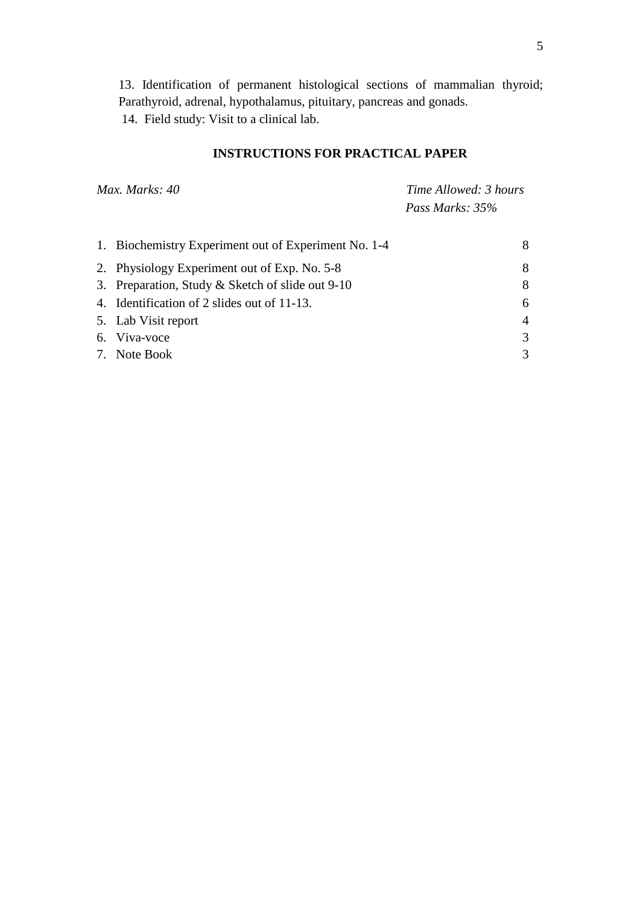13. Identification of permanent histological sections of mammalian thyroid; Parathyroid, adrenal, hypothalamus, pituitary, pancreas and gonads.

14. Field study: Visit to a clinical lab.

## INSTRUCTIONS FOR PRACTICAL PAPER

*Max. Marks: 40* *Time Allowed: 3 hours*

*Pass Marks: 35%*

| | | |
|---|---|---|
| 1. | Biochemistry Experiment out of Experiment No. 1-4 | 8 |
| 2. | Physiology Experiment out of Exp. No. 5-8 | 8 |
| 3. | Preparation, Study & Sketch of slide out 9-10 | 8 |
| 4. | Identification of 2 slides out of 11-13. | 6 |
| 5. | Lab Visit report | 4 |
| 6. | Viva-voce | 3 |
| 7. | Note Book | 3 |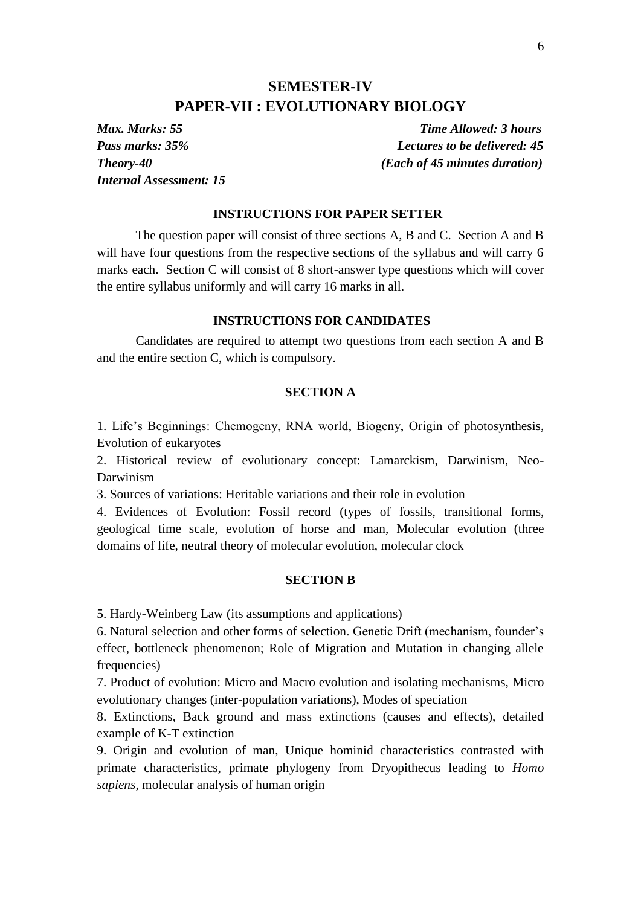## SEMESTER-IV

## PAPER-VII : EVOLUTIONARY BIOLOGY

***Max. Marks: 55*** | ***Time Allowed: 3 hours***
***Pass marks: 35%*** | ***Lectures to be delivered: 45***
***Theory-40*** | ***(Each of 45 minutes duration)***
***Internal Assessment: 15***

### INSTRUCTIONS FOR PAPER SETTER

The question paper will consist of three sections A, B and C. Section A and B will have four questions from the respective sections of the syllabus and will carry 6 marks each. Section C will consist of 8 short-answer type questions which will cover the entire syllabus uniformly and will carry 16 marks in all.

### INSTRUCTIONS FOR CANDIDATES

Candidates are required to attempt two questions from each section A and B and the entire section C, which is compulsory.

### SECTION A

1. Life's Beginnings: Chemogeny, RNA world, Biogeny, Origin of photosynthesis, Evolution of eukaryotes
2. Historical review of evolutionary concept: Lamarckism, Darwinism, Neo-Darwinism
3. Sources of variations: Heritable variations and their role in evolution
4. Evidences of Evolution: Fossil record (types of fossils, transitional forms, geological time scale, evolution of horse and man, Molecular evolution (three domains of life, neutral theory of molecular evolution, molecular clock

### SECTION B

5. Hardy-Weinberg Law (its assumptions and applications)
6. Natural selection and other forms of selection. Genetic Drift (mechanism, founder's effect, bottleneck phenomenon; Role of Migration and Mutation in changing allele frequencies)
7. Product of evolution: Micro and Macro evolution and isolating mechanisms, Micro evolutionary changes (inter-population variations), Modes of speciation
8. Extinctions, Back ground and mass extinctions (causes and effects), detailed example of K-T extinction
9. Origin and evolution of man, Unique hominid characteristics contrasted with primate characteristics, primate phylogeny from Dryopithecus leading to *Homo sapiens*, molecular analysis of human origin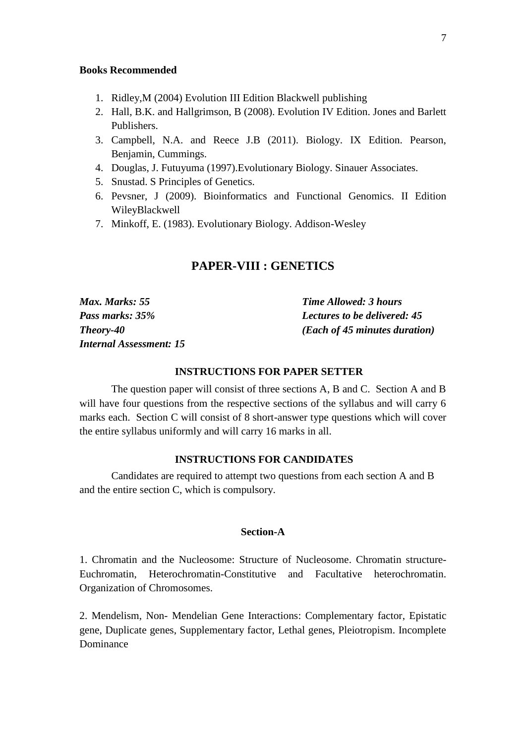**Books Recommended**

1. Ridley,M (2004) Evolution III Edition Blackwell publishing
2. Hall, B.K. and Hallgrimson, B (2008). Evolution IV Edition. Jones and Barlett Publishers.
3. Campbell, N.A. and Reece J.B (2011). Biology. IX Edition. Pearson, Benjamin, Cummings.
4. Douglas, J. Futuyuma (1997).Evolutionary Biology. Sinauer Associates.
5. Snustad. S Principles of Genetics.
6. Pevsner, J (2009). Bioinformatics and Functional Genomics. II Edition WileyBlackwell
7. Minkoff, E. (1983). Evolutionary Biology. Addison-Wesley

## PAPER-VIII : GENETICS

***Max. Marks: 55***
***Pass marks: 35%***
***Theory-40***
***Internal Assessment: 15***

***Time Allowed: 3 hours***
***Lectures to be delivered: 45***
***(Each of 45 minutes duration)***

**INSTRUCTIONS FOR PAPER SETTER**

The question paper will consist of three sections A, B and C. Section A and B will have four questions from the respective sections of the syllabus and will carry 6 marks each. Section C will consist of 8 short-answer type questions which will cover the entire syllabus uniformly and will carry 16 marks in all.

**INSTRUCTIONS FOR CANDIDATES**

Candidates are required to attempt two questions from each section A and B and the entire section C, which is compulsory.

**Section-A**

1. Chromatin and the Nucleosome: Structure of Nucleosome. Chromatin structure-Euchromatin, Heterochromatin-Constitutive and Facultative heterochromatin. Organization of Chromosomes.

2. Mendelism, Non- Mendelian Gene Interactions: Complementary factor, Epistatic gene, Duplicate genes, Supplementary factor, Lethal genes, Pleiotropism. Incomplete Dominance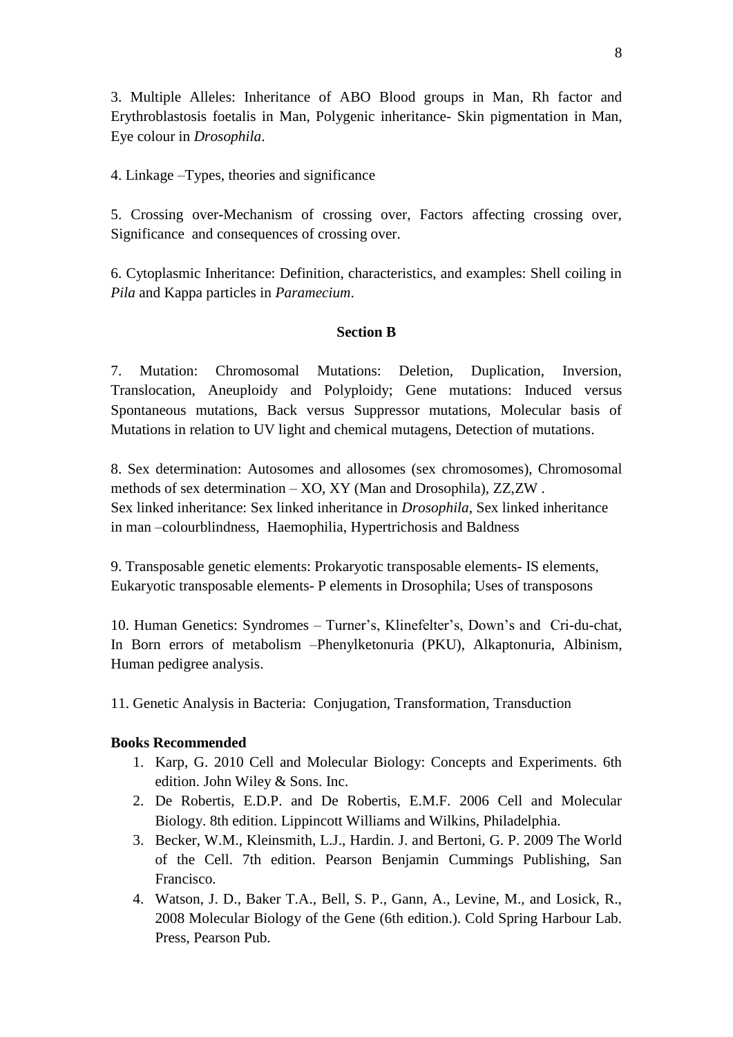3. Multiple Alleles: Inheritance of ABO Blood groups in Man, Rh factor and Erythroblastosis foetalis in Man, Polygenic inheritance- Skin pigmentation in Man, Eye colour in *Drosophila*.

4. Linkage –Types, theories and significance

5. Crossing over-Mechanism of crossing over, Factors affecting crossing over, Significance and consequences of crossing over.

6. Cytoplasmic Inheritance: Definition, characteristics, and examples: Shell coiling in *Pila* and Kappa particles in *Paramecium*.

**Section B**

7. Mutation: Chromosomal Mutations: Deletion, Duplication, Inversion, Translocation, Aneuploidy and Polyploidy; Gene mutations: Induced versus Spontaneous mutations, Back versus Suppressor mutations, Molecular basis of Mutations in relation to UV light and chemical mutagens, Detection of mutations.

8. Sex determination: Autosomes and allosomes (sex chromosomes), Chromosomal methods of sex determination – XO, XY (Man and Drosophila), ZZ,ZW .
Sex linked inheritance: Sex linked inheritance in *Drosophila*, Sex linked inheritance in man –colourblindness, Haemophilia, Hypertrichosis and Baldness

9. Transposable genetic elements: Prokaryotic transposable elements- IS elements, Eukaryotic transposable elements- P elements in Drosophila; Uses of transposons

10. Human Genetics: Syndromes – Turner's, Klinefelter's, Down's and Cri-du-chat, In Born errors of metabolism –Phenylketonuria (PKU), Alkaptonuria, Albinism, Human pedigree analysis.

11. Genetic Analysis in Bacteria: Conjugation, Transformation, Transduction

**Books Recommended**

1. Karp, G. 2010 Cell and Molecular Biology: Concepts and Experiments. 6th edition. John Wiley & Sons. Inc.
2. De Robertis, E.D.P. and De Robertis, E.M.F. 2006 Cell and Molecular Biology. 8th edition. Lippincott Williams and Wilkins, Philadelphia.
3. Becker, W.M., Kleinsmith, L.J., Hardin. J. and Bertoni, G. P. 2009 The World of the Cell. 7th edition. Pearson Benjamin Cummings Publishing, San Francisco.
4. Watson, J. D., Baker T.A., Bell, S. P., Gann, A., Levine, M., and Losick, R., 2008 Molecular Biology of the Gene (6th edition.). Cold Spring Harbour Lab. Press, Pearson Pub.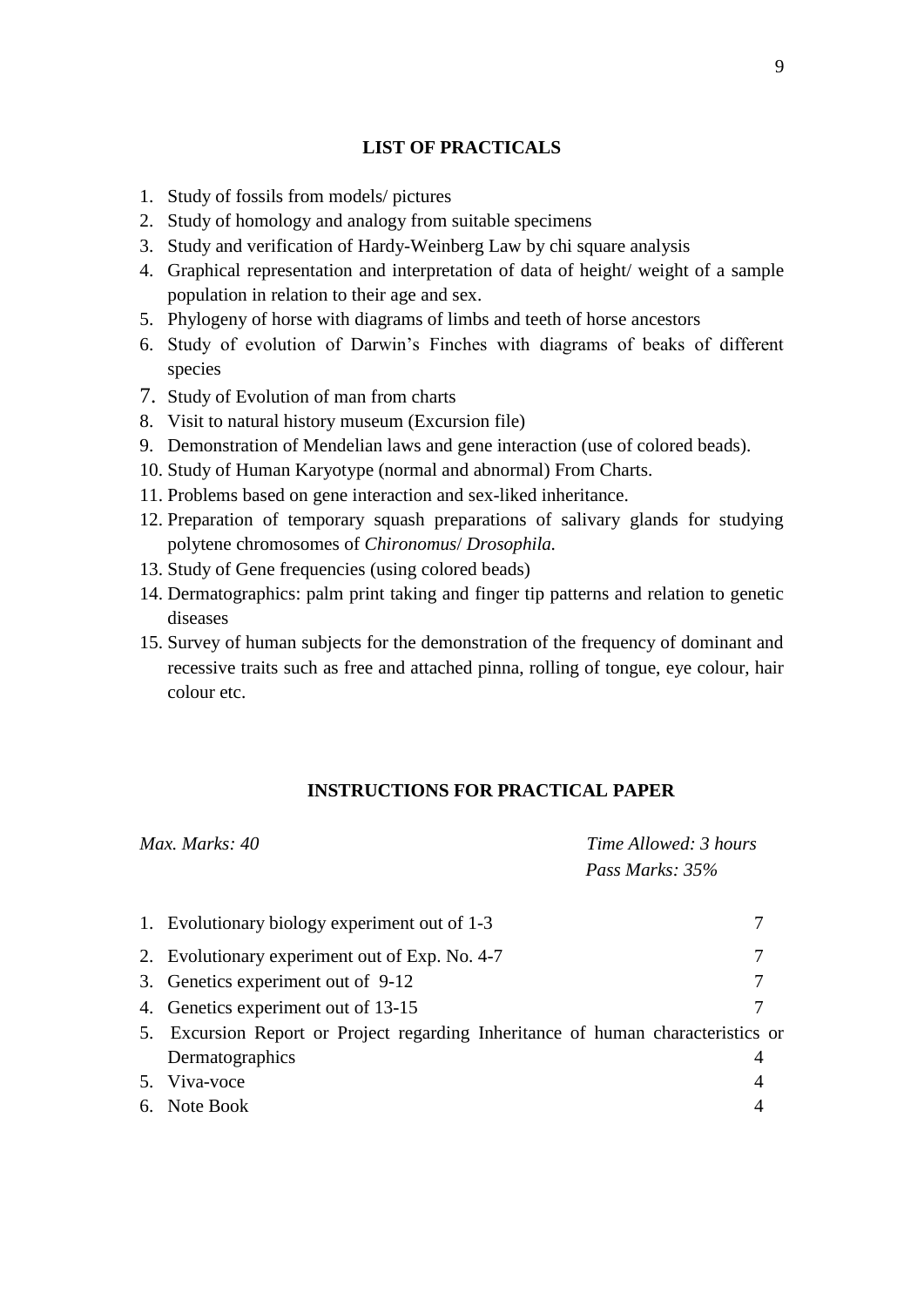## LIST OF PRACTICALS

1. Study of fossils from models/ pictures
2. Study of homology and analogy from suitable specimens
3. Study and verification of Hardy-Weinberg Law by chi square analysis
4. Graphical representation and interpretation of data of height/ weight of a sample population in relation to their age and sex.
5. Phylogeny of horse with diagrams of limbs and teeth of horse ancestors
6. Study of evolution of Darwin's Finches with diagrams of beaks of different species
7. Study of Evolution of man from charts
8. Visit to natural history museum (Excursion file)
9. Demonstration of Mendelian laws and gene interaction (use of colored beads).
10. Study of Human Karyotype (normal and abnormal) From Charts.
11. Problems based on gene interaction and sex-liked inheritance.
12. Preparation of temporary squash preparations of salivary glands for studying polytene chromosomes of *Chironomus*/ *Drosophila.*
13. Study of Gene frequencies (using colored beads)
14. Dermatographics: palm print taking and finger tip patterns and relation to genetic diseases
15. Survey of human subjects for the demonstration of the frequency of dominant and recessive traits such as free and attached pinna, rolling of tongue, eye colour, hair colour etc.

## INSTRUCTIONS FOR PRACTICAL PAPER

*Max. Marks: 40* | *Time Allowed: 3 hours*

*Pass Marks: 35%*

| | | |
|---|---|---|
| 1. | Evolutionary biology experiment out of 1-3 | 7 |
| 2. | Evolutionary experiment out of Exp. No. 4-7 | 7 |
| 3. | Genetics experiment out of 9-12 | 7 |
| 4. | Genetics experiment out of 13-15 | 7 |
| 5. | Excursion Report or Project regarding Inheritance of human characteristics or Dermatographics | 4 |
| 5. | Viva-voce | 4 |
| 6. | Note Book | 4 |